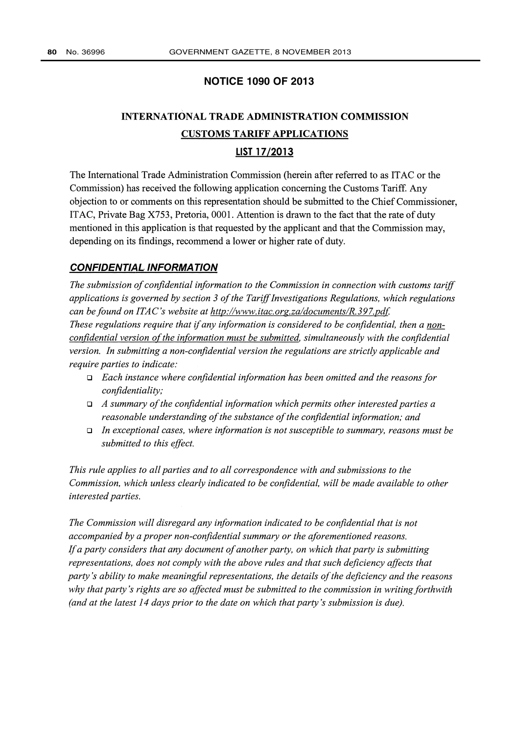## NOTICE 1090 OF 2013

# INTERNATIONAL TRADE ADMINISTRATION COMMISSION

## CUSTOMS TARIFF APPLICATIONS

## LIST 17/2013

The International Trade Administration Commission (herein after referred to as ITAC or the Commission) has received the following application concerning the Customs Tariff. Any objection to or comments on this representation should be submitted to the Chief Commissioner, ITAC, Private Bag X753, Pretoria, 0001. Attention is drawn to the fact that the rate of duty mentioned in this application is that requested by the applicant and that the Commission may, depending on its findings, recommend a lower or higher rate of duty.

### ***CONFIDENTIAL INFORMATION***

*The submission of confidential information to the Commission in connection with customs tariff applications is governed by section 3 of the Tariff Investigations Regulations, which regulations can be found on ITAC's website at http://www.itac.org.za/documents/R.397.pdf.*
*These regulations require that if any information is considered to be confidential, then a non-confidential version of the information must be submitted, simultaneously with the confidential version. In submitting a non-confidential version the regulations are strictly applicable and require parties to indicate:*

- *Each instance where confidential information has been omitted and the reasons for confidentiality;*
- *A summary of the confidential information which permits other interested parties a reasonable understanding of the substance of the confidential information; and*
- *In exceptional cases, where information is not susceptible to summary, reasons must be submitted to this effect.*

*This rule applies to all parties and to all correspondence with and submissions to the Commission, which unless clearly indicated to be confidential, will be made available to other interested parties.*

*The Commission will disregard any information indicated to be confidential that is not accompanied by a proper non-confidential summary or the aforementioned reasons.*
*If a party considers that any document of another party, on which that party is submitting representations, does not comply with the above rules and that such deficiency affects that party's ability to make meaningful representations, the details of the deficiency and the reasons why that party's rights are so affected must be submitted to the commission in writing forthwith (and at the latest 14 days prior to the date on which that party's submission is due).*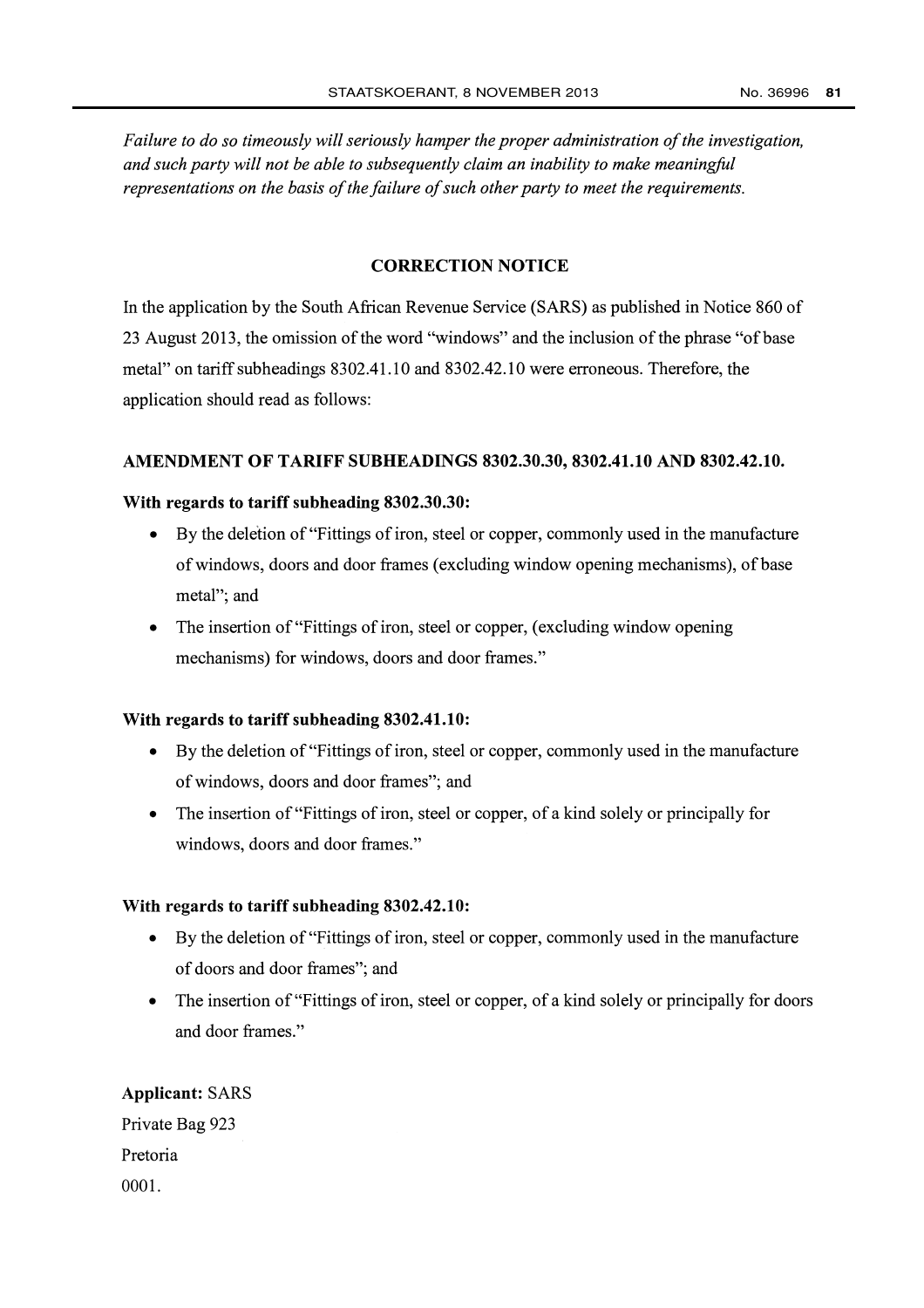*Failure to do so timeously will seriously hamper the proper administration of the investigation, and such party will not be able to subsequently claim an inability to make meaningful representations on the basis of the failure of such other party to meet the requirements.*

## CORRECTION NOTICE

In the application by the South African Revenue Service (SARS) as published in Notice 860 of 23 August 2013, the omission of the word "windows" and the inclusion of the phrase "of base metal" on tariff subheadings 8302.41.10 and 8302.42.10 were erroneous. Therefore, the application should read as follows:

### AMENDMENT OF TARIFF SUBHEADINGS 8302.30.30, 8302.41.10 AND 8302.42.10.

**With regards to tariff subheading 8302.30.30:**

- By the deletion of "Fittings of iron, steel or copper, commonly used in the manufacture of windows, doors and door frames (excluding window opening mechanisms), of base metal"; and
- The insertion of "Fittings of iron, steel or copper, (excluding window opening mechanisms) for windows, doors and door frames."

**With regards to tariff subheading 8302.41.10:**

- By the deletion of "Fittings of iron, steel or copper, commonly used in the manufacture of windows, doors and door frames"; and
- The insertion of "Fittings of iron, steel or copper, of a kind solely or principally for windows, doors and door frames."

**With regards to tariff subheading 8302.42.10:**

- By the deletion of "Fittings of iron, steel or copper, commonly used in the manufacture of doors and door frames"; and
- The insertion of "Fittings of iron, steel or copper, of a kind solely or principally for doors and door frames."

**Applicant:** SARS
Private Bag 923
Pretoria
0001.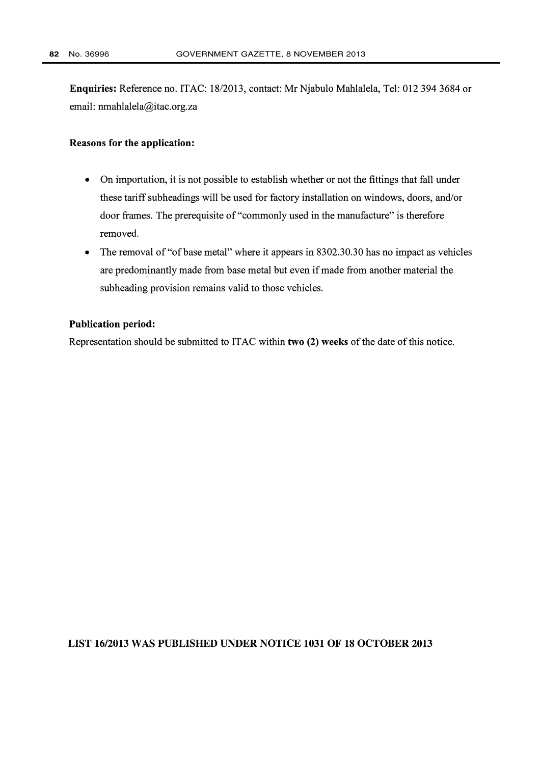**Enquiries:** Reference no. ITAC: 18/2013, contact: Mr Njabulo Mahlalela, Tel: 012 394 3684 or email: nmahlalela@itac.org.za

**Reasons for the application:**

- On importation, it is not possible to establish whether or not the fittings that fall under these tariff subheadings will be used for factory installation on windows, doors, and/or door frames. The prerequisite of "commonly used in the manufacture" is therefore removed.
- The removal of "of base metal" where it appears in 8302.30.30 has no impact as vehicles are predominantly made from base metal but even if made from another material the subheading provision remains valid to those vehicles.

**Publication period:**

Representation should be submitted to ITAC within **two (2) weeks** of the date of this notice.

**LIST 16/2013 WAS PUBLISHED UNDER NOTICE 1031 OF 18 OCTOBER 2013**